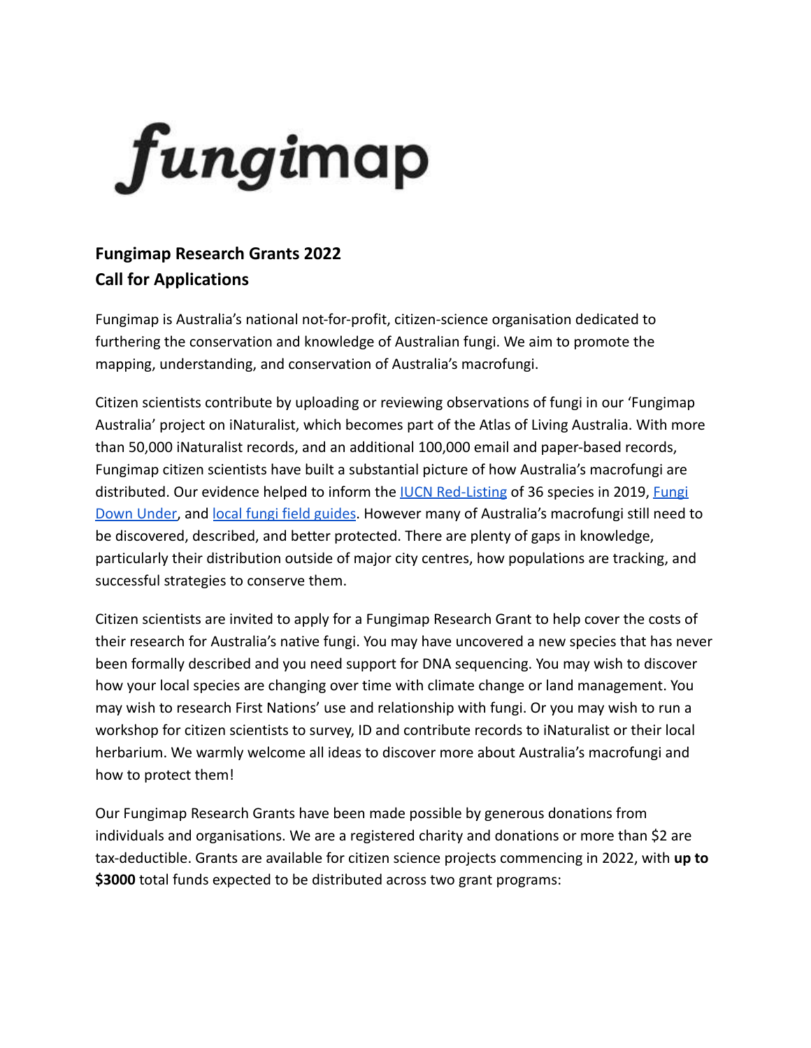# fungimap

## Fungimap Research Grants 2022
## Call for Applications

Fungimap is Australia's national not-for-profit, citizen-science organisation dedicated to furthering the conservation and knowledge of Australian fungi. We aim to promote the mapping, understanding, and conservation of Australia's macrofungi.

Citizen scientists contribute by uploading or reviewing observations of fungi in our 'Fungimap Australia' project on iNaturalist, which becomes part of the Atlas of Living Australia. With more than 50,000 iNaturalist records, and an additional 100,000 email and paper-based records, Fungimap citizen scientists have built a substantial picture of how Australia's macrofungi are distributed. Our evidence helped to inform the IUCN Red-Listing of 36 species in 2019, Fungi Down Under, and local fungi field guides. However many of Australia's macrofungi still need to be discovered, described, and better protected. There are plenty of gaps in knowledge, particularly their distribution outside of major city centres, how populations are tracking, and successful strategies to conserve them.

Citizen scientists are invited to apply for a Fungimap Research Grant to help cover the costs of their research for Australia's native fungi. You may have uncovered a new species that has never been formally described and you need support for DNA sequencing. You may wish to discover how your local species are changing over time with climate change or land management. You may wish to research First Nations' use and relationship with fungi. Or you may wish to run a workshop for citizen scientists to survey, ID and contribute records to iNaturalist or their local herbarium. We warmly welcome all ideas to discover more about Australia's macrofungi and how to protect them!

Our Fungimap Research Grants have been made possible by generous donations from individuals and organisations. We are a registered charity and donations or more than $2 are tax-deductible. Grants are available for citizen science projects commencing in 2022, with **up to $3000** total funds expected to be distributed across two grant programs: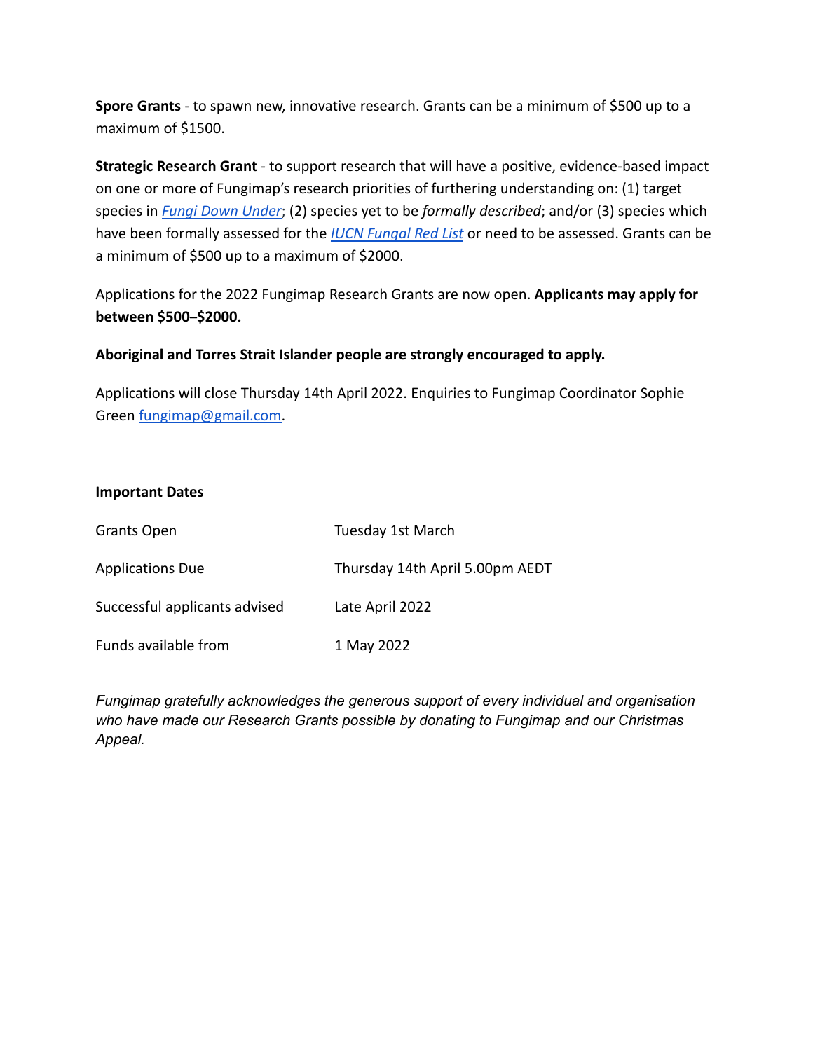**Spore Grants** - to spawn new, innovative research. Grants can be a minimum of $500 up to a maximum of $1500.

**Strategic Research Grant** - to support research that will have a positive, evidence-based impact on one or more of Fungimap's research priorities of furthering understanding on: (1) target species in *Fungi Down Under*; (2) species yet to be *formally described*; and/or (3) species which have been formally assessed for the *IUCN Fungal Red List* or need to be assessed. Grants can be a minimum of $500 up to a maximum of $2000.

Applications for the 2022 Fungimap Research Grants are now open. **Applicants may apply for between $500–$2000.**

**Aboriginal and Torres Strait Islander people are strongly encouraged to apply.**

Applications will close Thursday 14th April 2022. Enquiries to Fungimap Coordinator Sophie Green fungimap@gmail.com.

**Important Dates**

| | |
|---|---|
| Grants Open | Tuesday 1st March |
| Applications Due | Thursday 14th April 5.00pm AEDT |
| Successful applicants advised | Late April 2022 |
| Funds available from | 1 May 2022 |

*Fungimap gratefully acknowledges the generous support of every individual and organisation who have made our Research Grants possible by donating to Fungimap and our Christmas Appeal.*